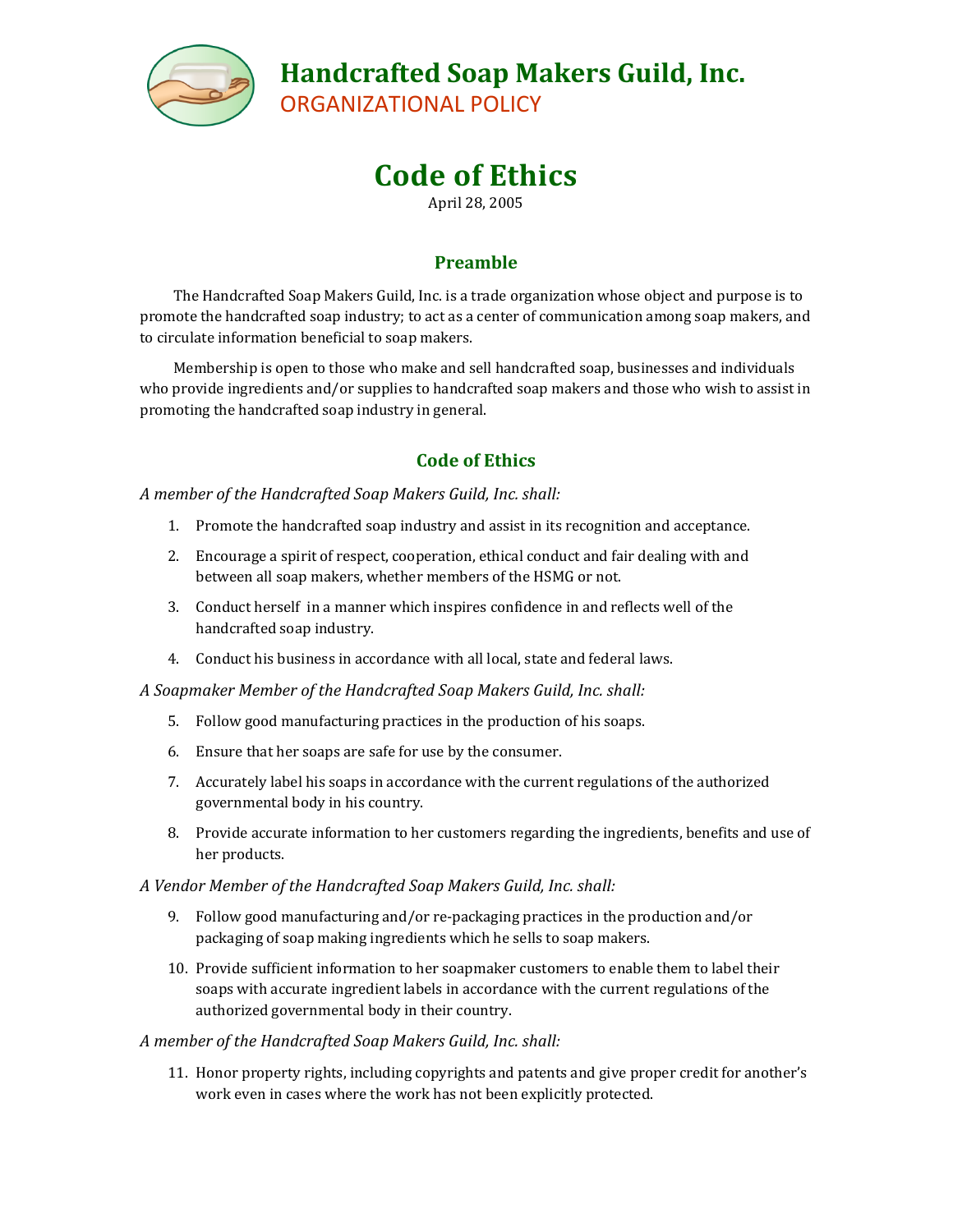# Handcrafted Soap Makers Guild, Inc.

ORGANIZATIONAL POLICY

# Code of Ethics

April 28, 2005

## Preamble

The Handcrafted Soap Makers Guild, Inc. is a trade organization whose object and purpose is to promote the handcrafted soap industry; to act as a center of communication among soap makers, and to circulate information beneficial to soap makers.

Membership is open to those who make and sell handcrafted soap, businesses and individuals who provide ingredients and/or supplies to handcrafted soap makers and those who wish to assist in promoting the handcrafted soap industry in general.

## Code of Ethics

*A member of the Handcrafted Soap Makers Guild, Inc. shall:*

1. Promote the handcrafted soap industry and assist in its recognition and acceptance.
2. Encourage a spirit of respect, cooperation, ethical conduct and fair dealing with and between all soap makers, whether members of the HSMG or not.
3. Conduct herself in a manner which inspires confidence in and reflects well of the handcrafted soap industry.
4. Conduct his business in accordance with all local, state and federal laws.

*A Soapmaker Member of the Handcrafted Soap Makers Guild, Inc. shall:*

5. Follow good manufacturing practices in the production of his soaps.
6. Ensure that her soaps are safe for use by the consumer.
7. Accurately label his soaps in accordance with the current regulations of the authorized governmental body in his country.
8. Provide accurate information to her customers regarding the ingredients, benefits and use of her products.

*A Vendor Member of the Handcrafted Soap Makers Guild, Inc. shall:*

9. Follow good manufacturing and/or re-packaging practices in the production and/or packaging of soap making ingredients which he sells to soap makers.
10. Provide sufficient information to her soapmaker customers to enable them to label their soaps with accurate ingredient labels in accordance with the current regulations of the authorized governmental body in their country.

*A member of the Handcrafted Soap Makers Guild, Inc. shall:*

11. Honor property rights, including copyrights and patents and give proper credit for another's work even in cases where the work has not been explicitly protected.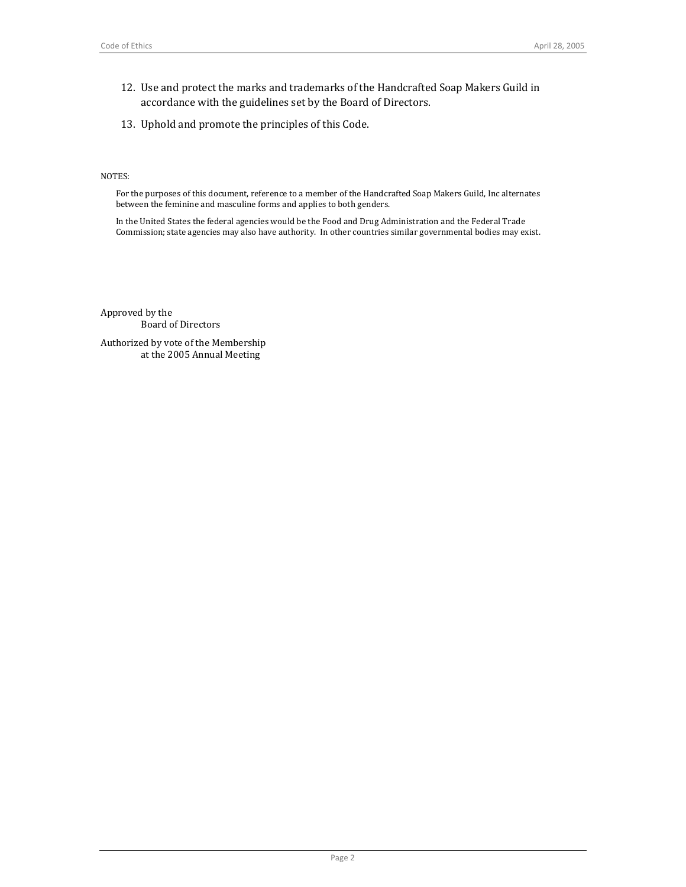12. Use and protect the marks and trademarks of the Handcrafted Soap Makers Guild in accordance with the guidelines set by the Board of Directors.
13. Uphold and promote the principles of this Code.

NOTES:

For the purposes of this document, reference to a member of the Handcrafted Soap Makers Guild, Inc alternates between the feminine and masculine forms and applies to both genders.

In the United States the federal agencies would be the Food and Drug Administration and the Federal Trade Commission; state agencies may also have authority. In other countries similar governmental bodies may exist.

Approved by the
Board of Directors

Authorized by vote of the Membership
at the 2005 Annual Meeting